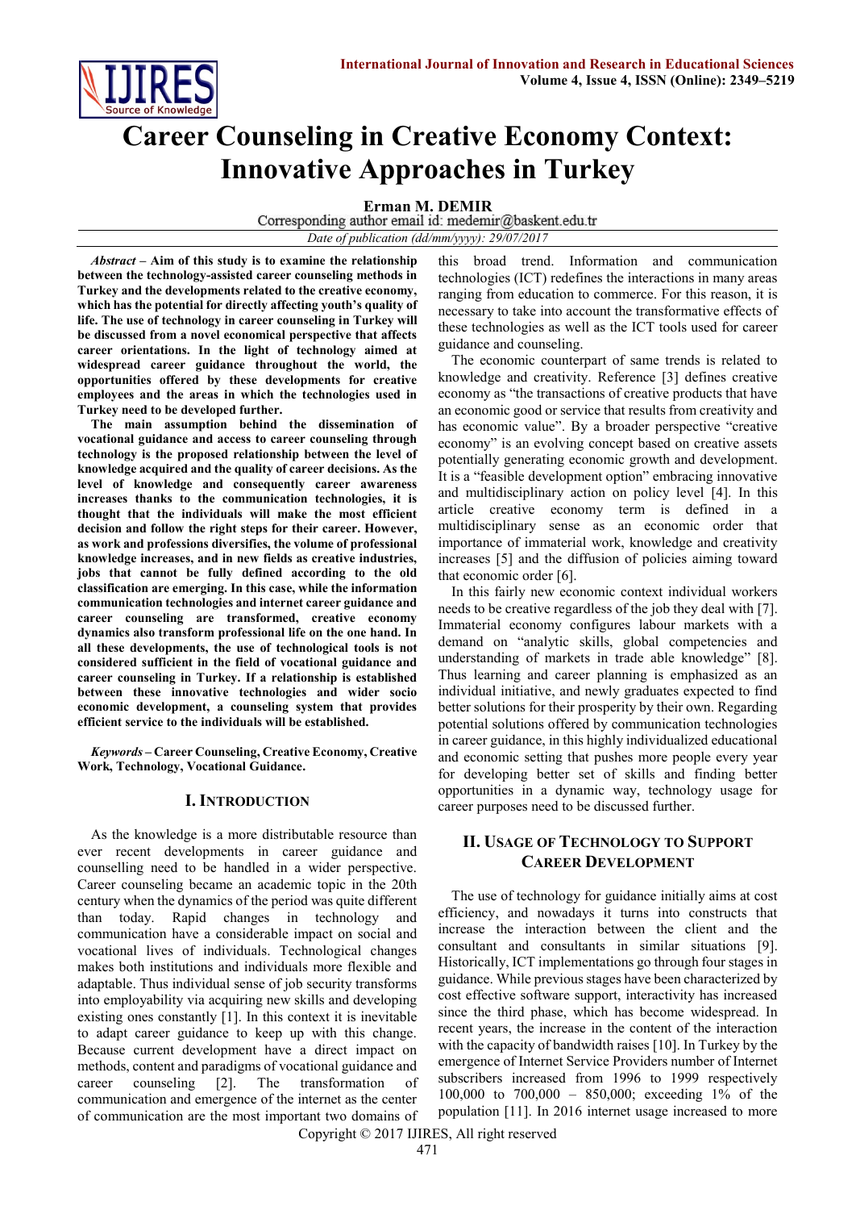# Career Counseling in Creative Economy Context: Innovative Approaches in Turkey

**Erman M. DEMIR**

Corresponding author email id: medemir@baskent.edu.tr

*Date of publication (dd/mm/yyyy): 29/07/2017*

***Abstract*** **– Aim of this study is to examine the relationship between the technology-assisted career counseling methods in Turkey and the developments related to the creative economy, which has the potential for directly affecting youth's quality of life. The use of technology in career counseling in Turkey will be discussed from a novel economical perspective that affects career orientations. In the light of technology aimed at widespread career guidance throughout the world, the opportunities offered by these developments for creative employees and the areas in which the technologies used in Turkey need to be developed further.**

**The main assumption behind the dissemination of vocational guidance and access to career counseling through technology is the proposed relationship between the level of knowledge acquired and the quality of career decisions. As the level of knowledge and consequently career awareness increases thanks to the communication technologies, it is thought that the individuals will make the most efficient decision and follow the right steps for their career. However, as work and professions diversifies, the volume of professional knowledge increases, and in new fields as creative industries, jobs that cannot be fully defined according to the old classification are emerging. In this case, while the information communication technologies and internet career guidance and career counseling are transformed, creative economy dynamics also transform professional life on the one hand. In all these developments, the use of technological tools is not considered sufficient in the field of vocational guidance and career counseling in Turkey. If a relationship is established between these innovative technologies and wider socio economic development, a counseling system that provides efficient service to the individuals will be established.**

***Keywords*** **– Career Counseling, Creative Economy, Creative Work, Technology, Vocational Guidance.**

## I. Introduction

As the knowledge is a more distributable resource than ever recent developments in career guidance and counselling need to be handled in a wider perspective. Career counseling became an academic topic in the 20th century when the dynamics of the period was quite different than today. Rapid changes in technology and communication have a considerable impact on social and vocational lives of individuals. Technological changes makes both institutions and individuals more flexible and adaptable. Thus individual sense of job security transforms into employability via acquiring new skills and developing existing ones constantly [1]. In this context it is inevitable to adapt career guidance to keep up with this change. Because current development have a direct impact on methods, content and paradigms of vocational guidance and career counseling [2]. The transformation of communication and emergence of the internet as the center of communication are the most important two domains of this broad trend. Information and communication technologies (ICT) redefines the interactions in many areas ranging from education to commerce. For this reason, it is necessary to take into account the transformative effects of these technologies as well as the ICT tools used for career guidance and counseling.

The economic counterpart of same trends is related to knowledge and creativity. Reference [3] defines creative economy as "the transactions of creative products that have an economic good or service that results from creativity and has economic value". By a broader perspective "creative economy" is an evolving concept based on creative assets potentially generating economic growth and development. It is a "feasible development option" embracing innovative and multidisciplinary action on policy level [4]. In this article creative economy term is defined in a multidisciplinary sense as an economic order that importance of immaterial work, knowledge and creativity increases [5] and the diffusion of policies aiming toward that economic order [6].

In this fairly new economic context individual workers needs to be creative regardless of the job they deal with [7]. Immaterial economy configures labour markets with a demand on "analytic skills, global competencies and understanding of markets in trade able knowledge" [8]. Thus learning and career planning is emphasized as an individual initiative, and newly graduates expected to find better solutions for their prosperity by their own. Regarding potential solutions offered by communication technologies in career guidance, in this highly individualized educational and economic setting that pushes more people every year for developing better set of skills and finding better opportunities in a dynamic way, technology usage for career purposes need to be discussed further.

## II. Usage of Technology to Support Career Development

The use of technology for guidance initially aims at cost efficiency, and nowadays it turns into constructs that increase the interaction between the client and the consultant and consultants in similar situations [9]. Historically, ICT implementations go through four stages in guidance. While previous stages have been characterized by cost effective software support, interactivity has increased since the third phase, which has become widespread. In recent years, the increase in the content of the interaction with the capacity of bandwidth raises [10]. In Turkey by the emergence of Internet Service Providers number of Internet subscribers increased from 1996 to 1999 respectively 100,000 to 700,000 – 850,000; exceeding 1% of the population [11]. In 2016 internet usage increased to more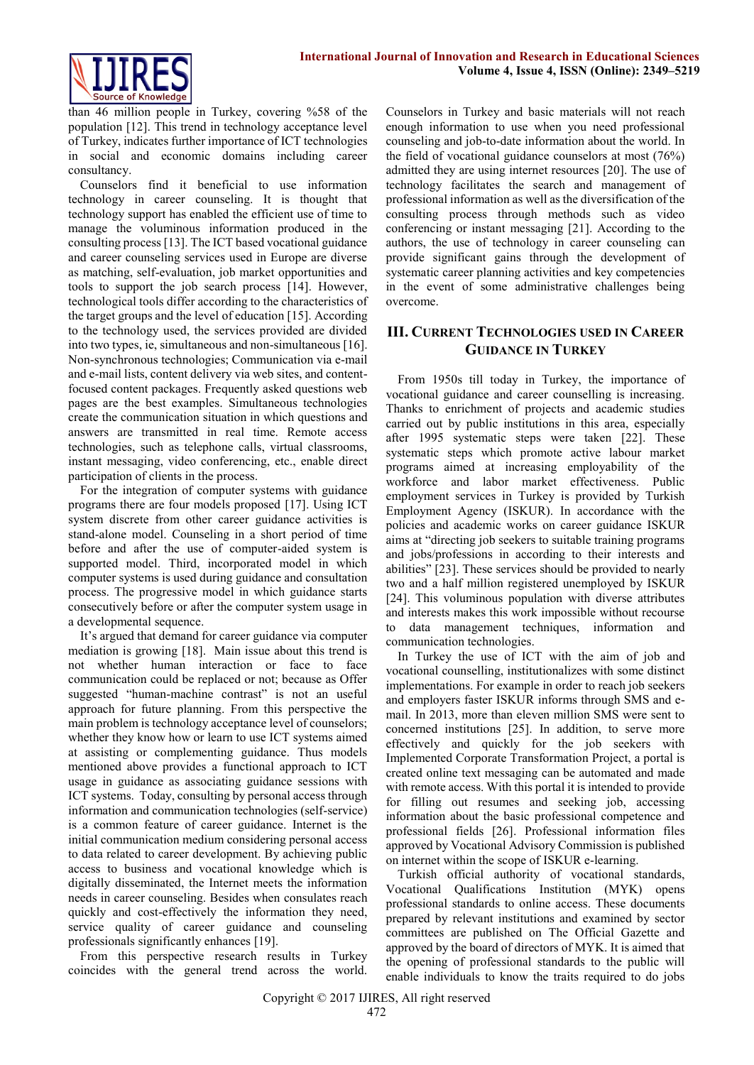than 46 million people in Turkey, covering %58 of the population [12]. This trend in technology acceptance level of Turkey, indicates further importance of ICT technologies in social and economic domains including career consultancy.

Counselors find it beneficial to use information technology in career counseling. It is thought that technology support has enabled the efficient use of time to manage the voluminous information produced in the consulting process [13]. The ICT based vocational guidance and career counseling services used in Europe are diverse as matching, self-evaluation, job market opportunities and tools to support the job search process [14]. However, technological tools differ according to the characteristics of the target groups and the level of education [15]. According to the technology used, the services provided are divided into two types, ie, simultaneous and non-simultaneous [16]. Non-synchronous technologies; Communication via e-mail and e-mail lists, content delivery via web sites, and content-focused content packages. Frequently asked questions web pages are the best examples. Simultaneous technologies create the communication situation in which questions and answers are transmitted in real time. Remote access technologies, such as telephone calls, virtual classrooms, instant messaging, video conferencing, etc., enable direct participation of clients in the process.

For the integration of computer systems with guidance programs there are four models proposed [17]. Using ICT system discrete from other career guidance activities is stand-alone model. Counseling in a short period of time before and after the use of computer-aided system is supported model. Third, incorporated model in which computer systems is used during guidance and consultation process. The progressive model in which guidance starts consecutively before or after the computer system usage in a developmental sequence.

It's argued that demand for career guidance via computer mediation is growing [18]. Main issue about this trend is not whether human interaction or face to face communication could be replaced or not; because as Offer suggested "human-machine contrast" is not an useful approach for future planning. From this perspective the main problem is technology acceptance level of counselors; whether they know how or learn to use ICT systems aimed at assisting or complementing guidance. Thus models mentioned above provides a functional approach to ICT usage in guidance as associating guidance sessions with ICT systems. Today, consulting by personal access through information and communication technologies (self-service) is a common feature of career guidance. Internet is the initial communication medium considering personal access to data related to career development. By achieving public access to business and vocational knowledge which is digitally disseminated, the Internet meets the information needs in career counseling. Besides when consulates reach quickly and cost-effectively the information they need, service quality of career guidance and counseling professionals significantly enhances [19].

From this perspective research results in Turkey coincides with the general trend across the world. Counselors in Turkey and basic materials will not reach enough information to use when you need professional counseling and job-to-date information about the world. In the field of vocational guidance counselors at most (76%) admitted they are using internet resources [20]. The use of technology facilitates the search and management of professional information as well as the diversification of the consulting process through methods such as video conferencing or instant messaging [21]. According to the authors, the use of technology in career counseling can provide significant gains through the development of systematic career planning activities and key competencies in the event of some administrative challenges being overcome.

## III. Current Technologies used in Career Guidance in Turkey

From 1950s till today in Turkey, the importance of vocational guidance and career counselling is increasing. Thanks to enrichment of projects and academic studies carried out by public institutions in this area, especially after 1995 systematic steps were taken [22]. These systematic steps which promote active labour market programs aimed at increasing employability of the workforce and labor market effectiveness. Public employment services in Turkey is provided by Turkish Employment Agency (ISKUR). In accordance with the policies and academic works on career guidance ISKUR aims at "directing job seekers to suitable training programs and jobs/professions in according to their interests and abilities" [23]. These services should be provided to nearly two and a half million registered unemployed by ISKUR [24]. This voluminous population with diverse attributes and interests makes this work impossible without recourse to data management techniques, information and communication technologies.

In Turkey the use of ICT with the aim of job and vocational counselling, institutionalizes with some distinct implementations. For example in order to reach job seekers and employers faster ISKUR informs through SMS and e-mail. In 2013, more than eleven million SMS were sent to concerned institutions [25]. In addition, to serve more effectively and quickly for the job seekers with Implemented Corporate Transformation Project, a portal is created online text messaging can be automated and made with remote access. With this portal it is intended to provide for filling out resumes and seeking job, accessing information about the basic professional competence and professional fields [26]. Professional information files approved by Vocational Advisory Commission is published on internet within the scope of ISKUR e-learning.

Turkish official authority of vocational standards, Vocational Qualifications Institution (MYK) opens professional standards to online access. These documents prepared by relevant institutions and examined by sector committees are published on The Official Gazette and approved by the board of directors of MYK. It is aimed that the opening of professional standards to the public will enable individuals to know the traits required to do jobs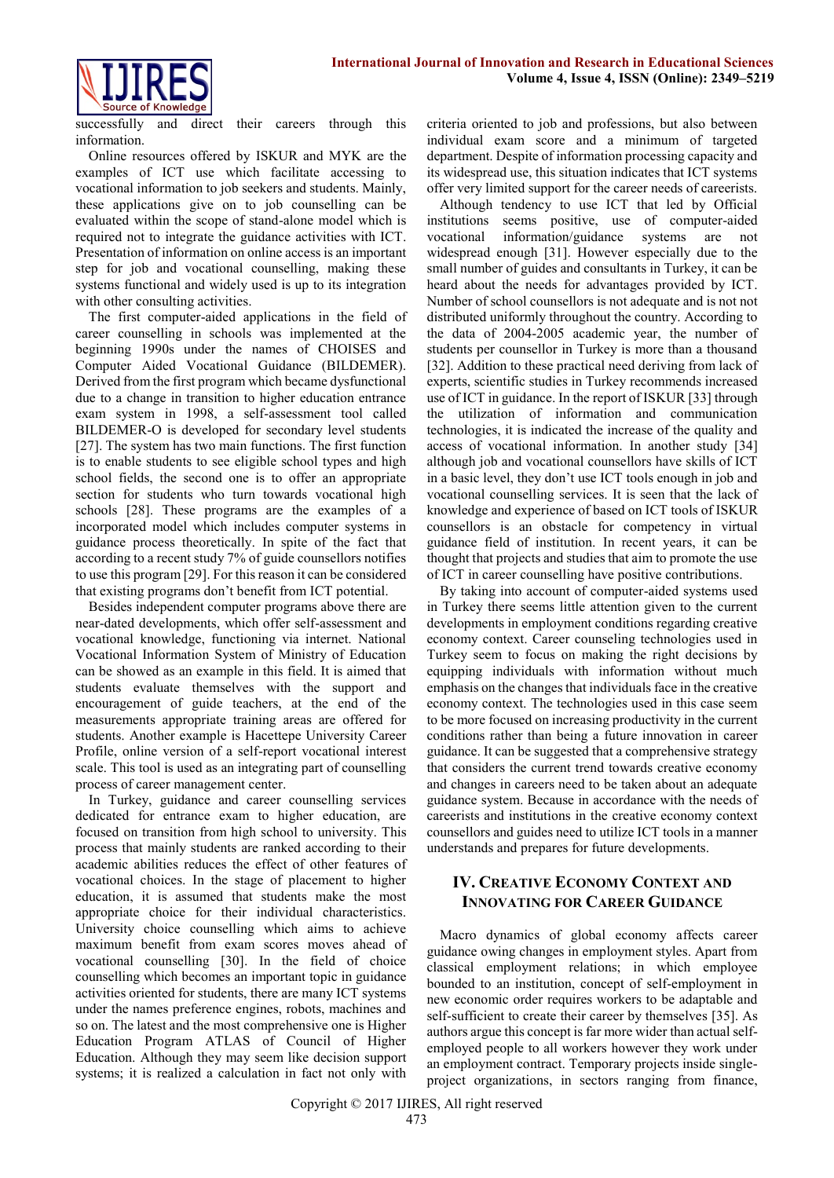successfully and direct their careers through this information.

Online resources offered by ISKUR and MYK are the examples of ICT use which facilitate accessing to vocational information to job seekers and students. Mainly, these applications give on to job counselling can be evaluated within the scope of stand-alone model which is required not to integrate the guidance activities with ICT. Presentation of information on online access is an important step for job and vocational counselling, making these systems functional and widely used is up to its integration with other consulting activities.

The first computer-aided applications in the field of career counselling in schools was implemented at the beginning 1990s under the names of CHOISES and Computer Aided Vocational Guidance (BILDEMER). Derived from the first program which became dysfunctional due to a change in transition to higher education entrance exam system in 1998, a self-assessment tool called BILDEMER-O is developed for secondary level students [27]. The system has two main functions. The first function is to enable students to see eligible school types and high school fields, the second one is to offer an appropriate section for students who turn towards vocational high schools [28]. These programs are the examples of a incorporated model which includes computer systems in guidance process theoretically. In spite of the fact that according to a recent study 7% of guide counsellors notifies to use this program [29]. For this reason it can be considered that existing programs don't benefit from ICT potential.

Besides independent computer programs above there are near-dated developments, which offer self-assessment and vocational knowledge, functioning via internet. National Vocational Information System of Ministry of Education can be showed as an example in this field. It is aimed that students evaluate themselves with the support and encouragement of guide teachers, at the end of the measurements appropriate training areas are offered for students. Another example is Hacettepe University Career Profile, online version of a self-report vocational interest scale. This tool is used as an integrating part of counselling process of career management center.

In Turkey, guidance and career counselling services dedicated for entrance exam to higher education, are focused on transition from high school to university. This process that mainly students are ranked according to their academic abilities reduces the effect of other features of vocational choices. In the stage of placement to higher education, it is assumed that students make the most appropriate choice for their individual characteristics. University choice counselling which aims to achieve maximum benefit from exam scores moves ahead of vocational counselling [30]. In the field of choice counselling which becomes an important topic in guidance activities oriented for students, there are many ICT systems under the names preference engines, robots, machines and so on. The latest and the most comprehensive one is Higher Education Program ATLAS of Council of Higher Education. Although they may seem like decision support systems; it is realized a calculation in fact not only with criteria oriented to job and professions, but also between individual exam score and a minimum of targeted department. Despite of information processing capacity and its widespread use, this situation indicates that ICT systems offer very limited support for the career needs of careerists.

Although tendency to use ICT that led by Official institutions seems positive, use of computer-aided vocational information/guidance systems are not widespread enough [31]. However especially due to the small number of guides and consultants in Turkey, it can be heard about the needs for advantages provided by ICT. Number of school counsellors is not adequate and is not not distributed uniformly throughout the country. According to the data of 2004-2005 academic year, the number of students per counsellor in Turkey is more than a thousand [32]. Addition to these practical need deriving from lack of experts, scientific studies in Turkey recommends increased use of ICT in guidance. In the report of ISKUR [33] through the utilization of information and communication technologies, it is indicated the increase of the quality and access of vocational information. In another study [34] although job and vocational counsellors have skills of ICT in a basic level, they don't use ICT tools enough in job and vocational counselling services. It is seen that the lack of knowledge and experience of based on ICT tools of ISKUR counsellors is an obstacle for competency in virtual guidance field of institution. In recent years, it can be thought that projects and studies that aim to promote the use of ICT in career counselling have positive contributions.

By taking into account of computer-aided systems used in Turkey there seems little attention given to the current developments in employment conditions regarding creative economy context. Career counseling technologies used in Turkey seem to focus on making the right decisions by equipping individuals with information without much emphasis on the changes that individuals face in the creative economy context. The technologies used in this case seem to be more focused on increasing productivity in the current conditions rather than being a future innovation in career guidance. It can be suggested that a comprehensive strategy that considers the current trend towards creative economy and changes in careers need to be taken about an adequate guidance system. Because in accordance with the needs of careerists and institutions in the creative economy context counsellors and guides need to utilize ICT tools in a manner understands and prepares for future developments.

## IV. Creative Economy Context and Innovating for Career Guidance

Macro dynamics of global economy affects career guidance owing changes in employment styles. Apart from classical employment relations; in which employee bounded to an institution, concept of self-employment in new economic order requires workers to be adaptable and self-sufficient to create their career by themselves [35]. As authors argue this concept is far more wider than actual self-employed people to all workers however they work under an employment contract. Temporary projects inside single-project organizations, in sectors ranging from finance,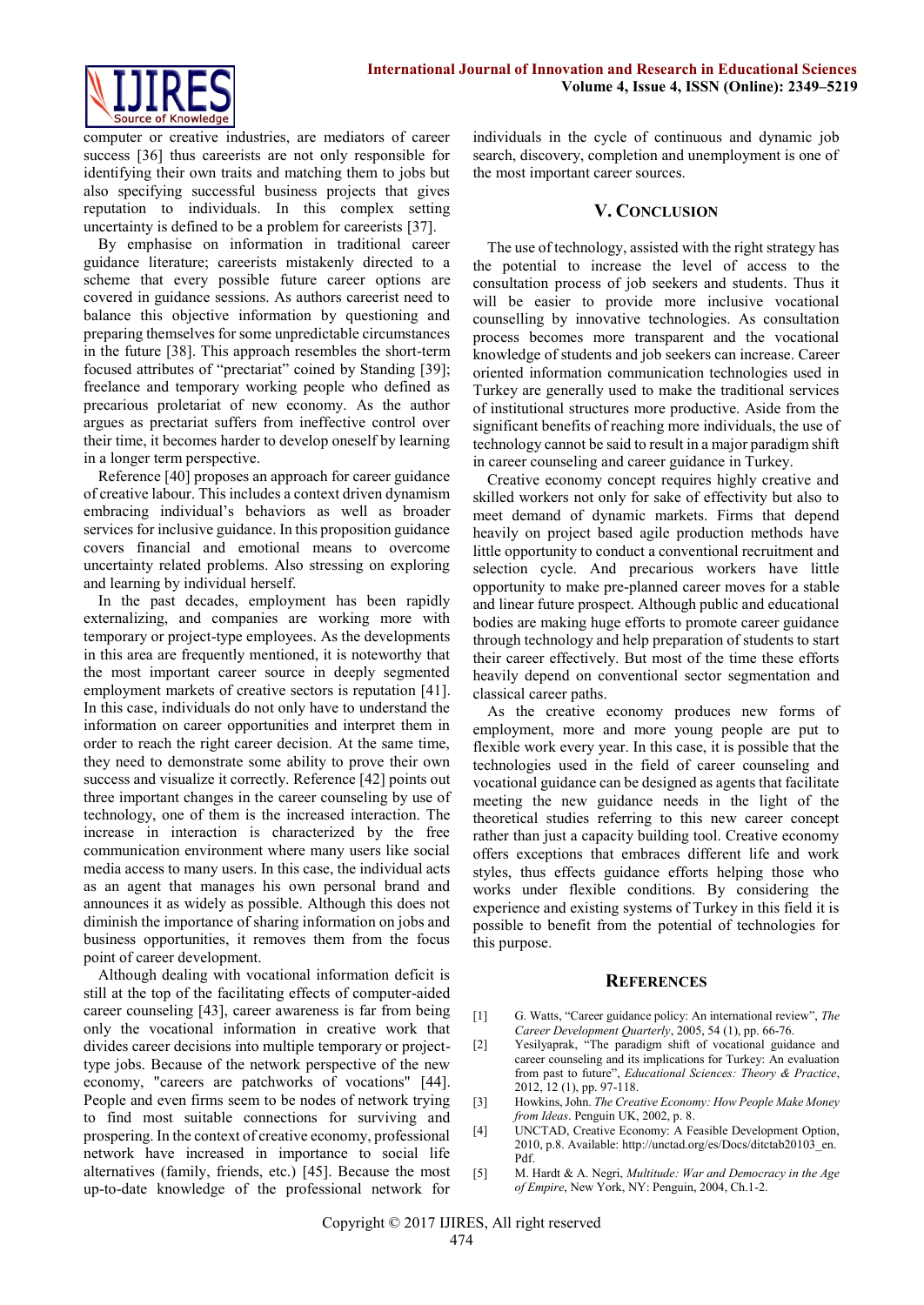computer or creative industries, are mediators of career success [36] thus careerists are not only responsible for identifying their own traits and matching them to jobs but also specifying successful business projects that gives reputation to individuals. In this complex setting uncertainty is defined to be a problem for careerists [37].

By emphasise on information in traditional career guidance literature; careerists mistakenly directed to a scheme that every possible future career options are covered in guidance sessions. As authors careerist need to balance this objective information by questioning and preparing themselves for some unpredictable circumstances in the future [38]. This approach resembles the short-term focused attributes of "prectariat" coined by Standing [39]; freelance and temporary working people who defined as precarious proletariat of new economy. As the author argues as prectariat suffers from ineffective control over their time, it becomes harder to develop oneself by learning in a longer term perspective.

Reference [40] proposes an approach for career guidance of creative labour. This includes a context driven dynamism embracing individual's behaviors as well as broader services for inclusive guidance. In this proposition guidance covers financial and emotional means to overcome uncertainty related problems. Also stressing on exploring and learning by individual herself.

In the past decades, employment has been rapidly externalizing, and companies are working more with temporary or project-type employees. As the developments in this area are frequently mentioned, it is noteworthy that the most important career source in deeply segmented employment markets of creative sectors is reputation [41]. In this case, individuals do not only have to understand the information on career opportunities and interpret them in order to reach the right career decision. At the same time, they need to demonstrate some ability to prove their own success and visualize it correctly. Reference [42] points out three important changes in the career counseling by use of technology, one of them is the increased interaction. The increase in interaction is characterized by the free communication environment where many users like social media access to many users. In this case, the individual acts as an agent that manages his own personal brand and announces it as widely as possible. Although this does not diminish the importance of sharing information on jobs and business opportunities, it removes them from the focus point of career development.

Although dealing with vocational information deficit is still at the top of the facilitating effects of computer-aided career counseling [43], career awareness is far from being only the vocational information in creative work that divides career decisions into multiple temporary or project-type jobs. Because of the network perspective of the new economy, "careers are patchworks of vocations" [44]. People and even firms seem to be nodes of network trying to find most suitable connections for surviving and prospering. In the context of creative economy, professional network have increased in importance to social life alternatives (family, friends, etc.) [45]. Because the most up-to-date knowledge of the professional network for individuals in the cycle of continuous and dynamic job search, discovery, completion and unemployment is one of the most important career sources.

## V. Conclusion

The use of technology, assisted with the right strategy has the potential to increase the level of access to the consultation process of job seekers and students. Thus it will be easier to provide more inclusive vocational counselling by innovative technologies. As consultation process becomes more transparent and the vocational knowledge of students and job seekers can increase. Career oriented information communication technologies used in Turkey are generally used to make the traditional services of institutional structures more productive. Aside from the significant benefits of reaching more individuals, the use of technology cannot be said to result in a major paradigm shift in career counseling and career guidance in Turkey.

Creative economy concept requires highly creative and skilled workers not only for sake of effectivity but also to meet demand of dynamic markets. Firms that depend heavily on project based agile production methods have little opportunity to conduct a conventional recruitment and selection cycle. And precarious workers have little opportunity to make pre-planned career moves for a stable and linear future prospect. Although public and educational bodies are making huge efforts to promote career guidance through technology and help preparation of students to start their career effectively. But most of the time these efforts heavily depend on conventional sector segmentation and classical career paths.

As the creative economy produces new forms of employment, more and more young people are put to flexible work every year. In this case, it is possible that the technologies used in the field of career counseling and vocational guidance can be designed as agents that facilitate meeting the new guidance needs in the light of the theoretical studies referring to this new career concept rather than just a capacity building tool. Creative economy offers exceptions that embraces different life and work styles, thus effects guidance efforts helping those who works under flexible conditions. By considering the experience and existing systems of Turkey in this field it is possible to benefit from the potential of technologies for this purpose.

## References

[1] G. Watts, "Career guidance policy: An international review", *The Career Development Quarterly*, 2005, 54 (1), pp. 66-76.

[2] Yesilyaprak, "The paradigm shift of vocational guidance and career counseling and its implications for Turkey: An evaluation from past to future", *Educational Sciences: Theory & Practice*, 2012, 12 (1), pp. 97-118.

[3] Howkins, John. *The Creative Economy: How People Make Money from Ideas*. Penguin UK, 2002, p. 8.

[4] UNCTAD, Creative Economy: A Feasible Development Option, 2010, p.8. Available: http://unctad.org/es/Docs/ditctab20103_en.Pdf.

[5] M. Hardt & A. Negri, *Multitude: War and Democracy in the Age of Empire*, New York, NY: Penguin, 2004, Ch.1-2.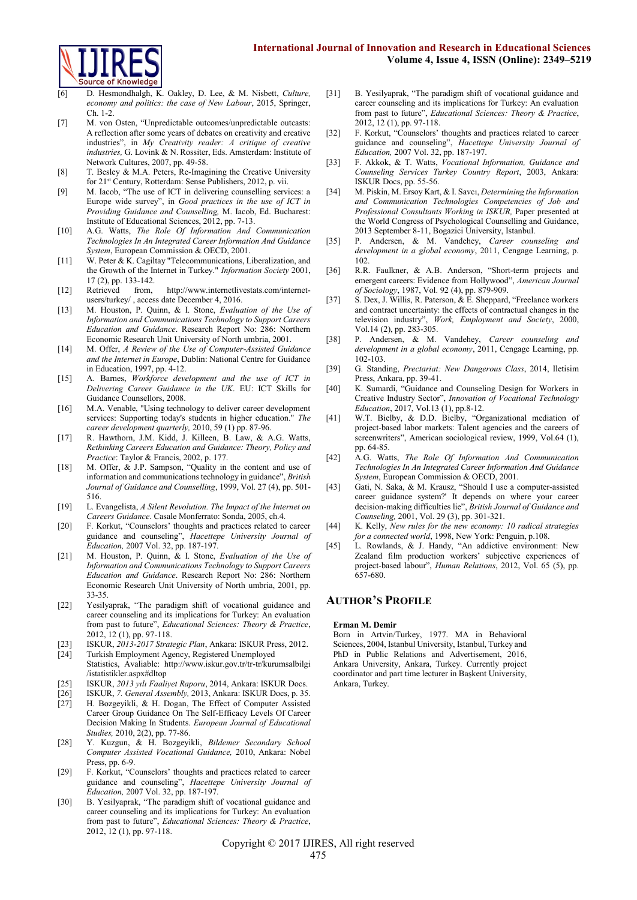[6] D. Hesmondhalgh, K. Oakley, D. Lee, & M. Nisbett, *Culture, economy and politics: the case of New Labour*, 2015, Springer, Ch. 1-2.

[7] M. von Osten, "Unpredictable outcomes/unpredictable outcasts: A reflection after some years of debates on creativity and creative industries", in *My Creativity reader: A critique of creative industries,* G. Lovink & N. Rossiter, Eds. Amsterdam: Institute of Network Cultures, 2007, pp. 49-58.

[8] T. Besley & M.A. Peters, Re-Imagining the Creative University for 21st Century, Rotterdam: Sense Publishers, 2012, p. vii.

[9] M. Iacob, "The use of ICT in delivering counselling services: a Europe wide survey", in *Good practices in the use of ICT in Providing Guidance and Counselling,* M. Iacob, Ed. Bucharest: Institute of Educational Sciences, 2012, pp. 7-13.

[10] A.G. Watts, *The Role Of Information And Communication Technologies In An Integrated Career Information And Guidance System*, European Commission & OECD, 2001.

[11] W. Peter & K. Cagiltay "Telecommunications, Liberalization, and the Growth of the Internet in Turkey." *Information Society* 2001, 17 (2), pp. 133-142.

[12] Retrieved from, http://www.internetlivestats.com/internet-users/turkey/ , access date December 4, 2016.

[13] M. Houston, P. Quinn, & I. Stone, *Evaluation of the Use of Information and Communications Technology to Support Careers Education and Guidance*. Research Report No: 286: Northern Economic Research Unit University of North umbria, 2001.

[14] M. Offer, *A Review of the Use of Computer-Assisted Guidance and the Internet in Europe*, Dublin: National Centre for Guidance in Education, 1997, pp. 4-12.

[15] A. Barnes, *Workforce development and the use of ICT in Delivering Career Guidance in the UK*. EU: ICT Skills for Guidance Counsellors, 2008.

[16] M.A. Venable, "Using technology to deliver career development services: Supporting today's students in higher education." *The career development quarterly,* 2010, 59 (1) pp. 87-96.

[17] R. Hawthorn, J.M. Kidd, J. Killeen, B. Law, & A.G. Watts, *Rethinking Careers Education and Guidance: Theory, Policy and Practice*: Taylor & Francis, 2002, p. 177.

[18] M. Offer, & J.P. Sampson, "Quality in the content and use of information and communications technology in guidance", *British Journal of Guidance and Counselling*, 1999, Vol. 27 (4), pp. 501-516.

[19] L. Evangelista, *A Silent Revolution. The Impact of the Internet on Careers Guidance*. Casale Monferrato: Sonda, 2005, ch.4.

[20] F. Korkut, "Counselors' thoughts and practices related to career guidance and counseling", *Hacettepe University Journal of Education,* 2007 Vol. 32, pp. 187-197.

[21] M. Houston, P. Quinn, & I. Stone, *Evaluation of the Use of Information and Communications Technology to Support Careers Education and Guidance*. Research Report No: 286: Northern Economic Research Unit University of North umbria, 2001, pp. 33-35.

[22] Yesilyaprak, "The paradigm shift of vocational guidance and career counseling and its implications for Turkey: An evaluation from past to future", *Educational Sciences: Theory & Practice*, 2012, 12 (1), pp. 97-118.

[23] ISKUR, *2013-2017 Strategic Plan*, Ankara: ISKUR Press, 2012.

[24] Turkish Employment Agency, Registered Unemployed Statistics, Avaliable: http://www.iskur.gov.tr/tr-tr/kurumsalbilgi/istatistikler.aspx#dltop

[25] ISKUR, *2013 yılı Faaliyet Raporu*, 2014, Ankara: ISKUR Docs.

[26] ISKUR, *7. General Assembly,* 2013, Ankara: ISKUR Docs, p. 35.

[27] H. Bozgeyikli, & H. Dogan, The Effect of Computer Assisted Career Group Guidance On The Self-Efficacy Levels Of Career Decision Making In Students. *European Journal of Educational Studies,* 2010, 2(2), pp. 77-86.

[28] Y. Kuzgun, & H. Bozgeyikli, *Bildemer Secondary School Computer Assisted Vocational Guidance,* 2010, Ankara: Nobel Press, pp. 6-9.

[29] F. Korkut, "Counselors' thoughts and practices related to career guidance and counseling", *Hacettepe University Journal of Education,* 2007 Vol. 32, pp. 187-197.

[30] B. Yesilyaprak, "The paradigm shift of vocational guidance and career counseling and its implications for Turkey: An evaluation from past to future", *Educational Sciences: Theory & Practice*, 2012, 12 (1), pp. 97-118.

[31] B. Yesilyaprak, "The paradigm shift of vocational guidance and career counseling and its implications for Turkey: An evaluation from past to future", *Educational Sciences: Theory & Practice*, 2012, 12 (1), pp. 97-118.

[32] F. Korkut, "Counselors' thoughts and practices related to career guidance and counseling", *Hacettepe University Journal of Education,* 2007 Vol. 32, pp. 187-197.

[33] F. Akkok, & T. Watts, *Vocational Information, Guidance and Counseling Services Turkey Country Report*, 2003, Ankara: ISKUR Docs, pp. 55-56.

[34] M. Piskin, M. Ersoy Kart, & I. Savcı, *Determining the Information and Communication Technologies Competencies of Job and Professional Consultants Working in ISKUR,* Paper presented at the World Congress of Psychological Counselling and Guidance, 2013 September 8-11, Bogazici University, Istanbul.

[35] P. Andersen, & M. Vandehey, *Career counseling and development in a global economy*, 2011, Cengage Learning, p. 102.

[36] R.R. Faulkner, & A.B. Anderson, "Short-term projects and emergent careers: Evidence from Hollywood", *American Journal of Sociology*, 1987, Vol. 92 (4), pp. 879-909.

[37] S. Dex, J. Willis, R. Paterson, & E. Sheppard, "Freelance workers and contract uncertainty: the effects of contractual changes in the television industry", *Work, Employment and Society*, 2000, Vol.14 (2), pp. 283-305.

[38] P. Andersen, & M. Vandehey, *Career counseling and development in a global economy*, 2011, Cengage Learning, pp. 102-103.

[39] G. Standing, *Prectariat: New Dangerous Class*, 2014, Iletisim Press, Ankara, pp. 39-41.

[40] K. Sumardi, "Guidance and Counseling Design for Workers in Creative Industry Sector", *Innovation of Vocational Technology Education*, 2017, Vol.13 (1), pp.8-12.

[41] W.T. Bielby, & D.D. Bielby, "Organizational mediation of project-based labor markets: Talent agencies and the careers of screenwriters", American sociological review, 1999, Vol.64 (1), pp. 64-85.

[42] A.G. Watts, *The Role Of Information And Communication Technologies In An Integrated Career Information And Guidance System*, European Commission & OECD, 2001.

[43] Gati, N. Saka, & M. Krausz, "Should I use a computer-assisted career guidance system?' It depends on where your career decision-making difficulties lie", *British Journal of Guidance and Counseling,* 2001, Vol. 29 (3), pp. 301-321.

[44] K. Kelly, *New rules for the new economy: 10 radical strategies for a connected world*, 1998, New York: Penguin, p.108.

[45] L. Rowlands, & J. Handy, "An addictive environment: New Zealand film production workers' subjective experiences of project-based labour", *Human Relations*, 2012, Vol. 65 (5), pp. 657-680.

## Author's Profile

**Erman M. Demir**

Born in Artvin/Turkey, 1977. MA in Behavioral Sciences, 2004, Istanbul University, Istanbul, Turkey and PhD in Public Relations and Advertisement, 2016, Ankara University, Ankara, Turkey. Currently project coordinator and part time lecturer in Başkent University, Ankara, Turkey.